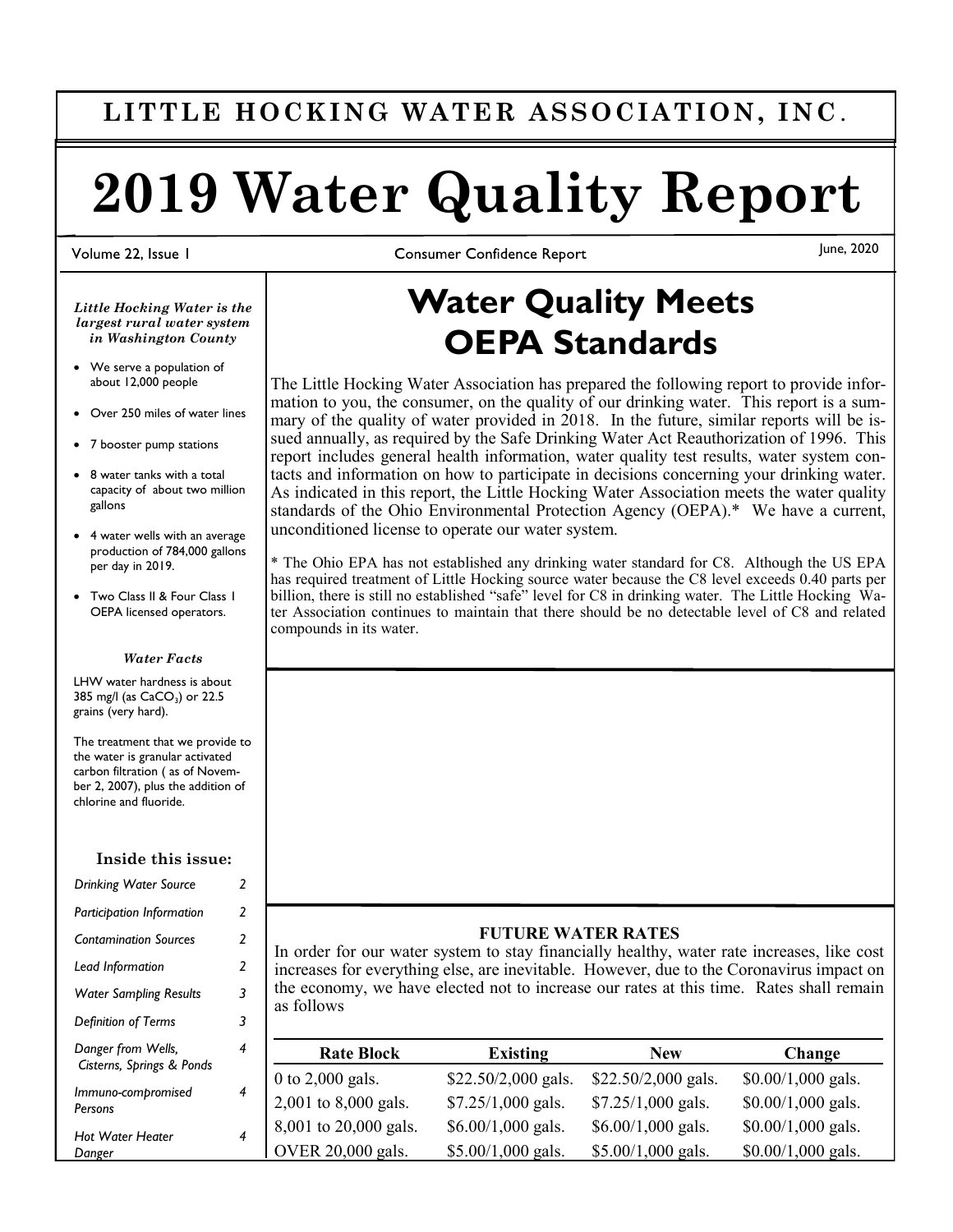# LITTLE HOCKING WATER ASSOCIATION, INC.

# 2019 Water Quality Report

Volume 22, Issue 1 | Consumer Confidence Report | June, 2020

***Little Hocking Water is the largest rural water system in Washington County***

- We serve a population of about 12,000 people
- Over 250 miles of water lines
- 7 booster pump stations
- 8 water tanks with a total capacity of about two million gallons
- 4 water wells with an average production of 784,000 gallons per day in 2019.
- Two Class II & Four Class I OEPA licensed operators.

***Water Facts***

LHW water hardness is about 385 mg/l (as $CaCO_3$) or 22.5 grains (very hard).

The treatment that we provide to the water is granular activated carbon filtration ( as of November 2, 2007), plus the addition of chlorine and fluoride.

**Inside this issue:**

| | |
|---|---|
| *Drinking Water Source* | 2 |
| *Participation Information* | 2 |
| *Contamination Sources* | 2 |
| *Lead Information* | 2 |
| *Water Sampling Results* | 3 |
| *Definition of Terms* | 3 |
| *Danger from Wells, Cisterns, Springs & Ponds* | 4 |
| *Immuno-compromised Persons* | 4 |
| *Hot Water Heater Danger* | 4 |

## Water Quality Meets OEPA Standards

The Little Hocking Water Association has prepared the following report to provide information to you, the consumer, on the quality of our drinking water. This report is a summary of the quality of water provided in 2018. In the future, similar reports will be issued annually, as required by the Safe Drinking Water Act Reauthorization of 1996. This report includes general health information, water quality test results, water system contacts and information on how to participate in decisions concerning your drinking water. As indicated in this report, the Little Hocking Water Association meets the water quality standards of the Ohio Environmental Protection Agency (OEPA).* We have a current, unconditioned license to operate our water system.

* The Ohio EPA has not established any drinking water standard for C8. Although the US EPA has required treatment of Little Hocking source water because the C8 level exceeds 0.40 parts per billion, there is still no established "safe" level for C8 in drinking water. The Little Hocking Water Association continues to maintain that there should be no detectable level of C8 and related compounds in its water.

### FUTURE WATER RATES

In order for our water system to stay financially healthy, water rate increases, like cost increases for everything else, are inevitable. However, due to the Coronavirus impact on the economy, we have elected not to increase our rates at this time. Rates shall remain as follows

| Rate Block | Existing | New | Change |
|---|---|---|---|
| 0 to 2,000 gals. | $22.50/2,000 gals. | $22.50/2,000 gals. | $0.00/1,000 gals. |
| 2,001 to 8,000 gals. | $7.25/1,000 gals. | $7.25/1,000 gals. | $0.00/1,000 gals. |
| 8,001 to 20,000 gals. | $6.00/1,000 gals. | $6.00/1,000 gals. | $0.00/1,000 gals. |
| OVER 20,000 gals. | $5.00/1,000 gals. | $5.00/1,000 gals. | $0.00/1,000 gals. |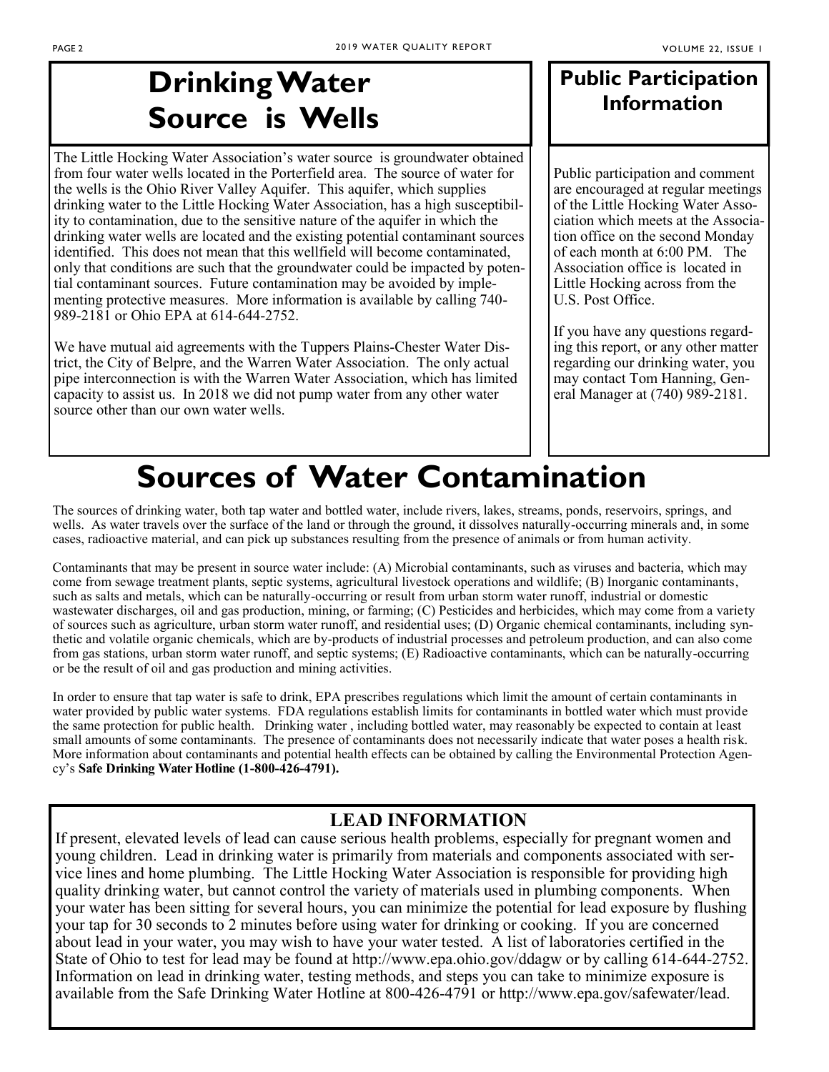# Drinking Water Source is Wells

The Little Hocking Water Association's water source is groundwater obtained from four water wells located in the Porterfield area. The source of water for the wells is the Ohio River Valley Aquifer. This aquifer, which supplies drinking water to the Little Hocking Water Association, has a high susceptibility to contamination, due to the sensitive nature of the aquifer in which the drinking water wells are located and the existing potential contaminant sources identified. This does not mean that this wellfield will become contaminated, only that conditions are such that the groundwater could be impacted by potential contaminant sources. Future contamination may be avoided by implementing protective measures. More information is available by calling 740-989-2181 or Ohio EPA at 614-644-2752.

We have mutual aid agreements with the Tuppers Plains-Chester Water District, the City of Belpre, and the Warren Water Association. The only actual pipe interconnection is with the Warren Water Association, which has limited capacity to assist us. In 2018 we did not pump water from any other water source other than our own water wells.

## Public Participation Information

Public participation and comment are encouraged at regular meetings of the Little Hocking Water Association which meets at the Association office on the second Monday of each month at 6:00 PM. The Association office is located in Little Hocking across from the U.S. Post Office.

If you have any questions regarding this report, or any other matter regarding our drinking water, you may contact Tom Hanning, General Manager at (740) 989-2181.

# Sources of Water Contamination

The sources of drinking water, both tap water and bottled water, include rivers, lakes, streams, ponds, reservoirs, springs, and wells. As water travels over the surface of the land or through the ground, it dissolves naturally-occurring minerals and, in some cases, radioactive material, and can pick up substances resulting from the presence of animals or from human activity.

Contaminants that may be present in source water include: (A) Microbial contaminants, such as viruses and bacteria, which may come from sewage treatment plants, septic systems, agricultural livestock operations and wildlife; (B) Inorganic contaminants, such as salts and metals, which can be naturally-occurring or result from urban storm water runoff, industrial or domestic wastewater discharges, oil and gas production, mining, or farming; (C) Pesticides and herbicides, which may come from a variety of sources such as agriculture, urban storm water runoff, and residential uses; (D) Organic chemical contaminants, including synthetic and volatile organic chemicals, which are by-products of industrial processes and petroleum production, and can also come from gas stations, urban storm water runoff, and septic systems; (E) Radioactive contaminants, which can be naturally-occurring or be the result of oil and gas production and mining activities.

In order to ensure that tap water is safe to drink, EPA prescribes regulations which limit the amount of certain contaminants in water provided by public water systems. FDA regulations establish limits for contaminants in bottled water which must provide the same protection for public health. Drinking water , including bottled water, may reasonably be expected to contain at least small amounts of some contaminants. The presence of contaminants does not necessarily indicate that water poses a health risk. More information about contaminants and potential health effects can be obtained by calling the Environmental Protection Agency's **Safe Drinking Water Hotline (1-800-426-4791).**

## LEAD INFORMATION

If present, elevated levels of lead can cause serious health problems, especially for pregnant women and young children. Lead in drinking water is primarily from materials and components associated with service lines and home plumbing. The Little Hocking Water Association is responsible for providing high quality drinking water, but cannot control the variety of materials used in plumbing components. When your water has been sitting for several hours, you can minimize the potential for lead exposure by flushing your tap for 30 seconds to 2 minutes before using water for drinking or cooking. If you are concerned about lead in your water, you may wish to have your water tested. A list of laboratories certified in the State of Ohio to test for lead may be found at http://www.epa.ohio.gov/ddagw or by calling 614-644-2752. Information on lead in drinking water, testing methods, and steps you can take to minimize exposure is available from the Safe Drinking Water Hotline at 800-426-4791 or http://www.epa.gov/safewater/lead.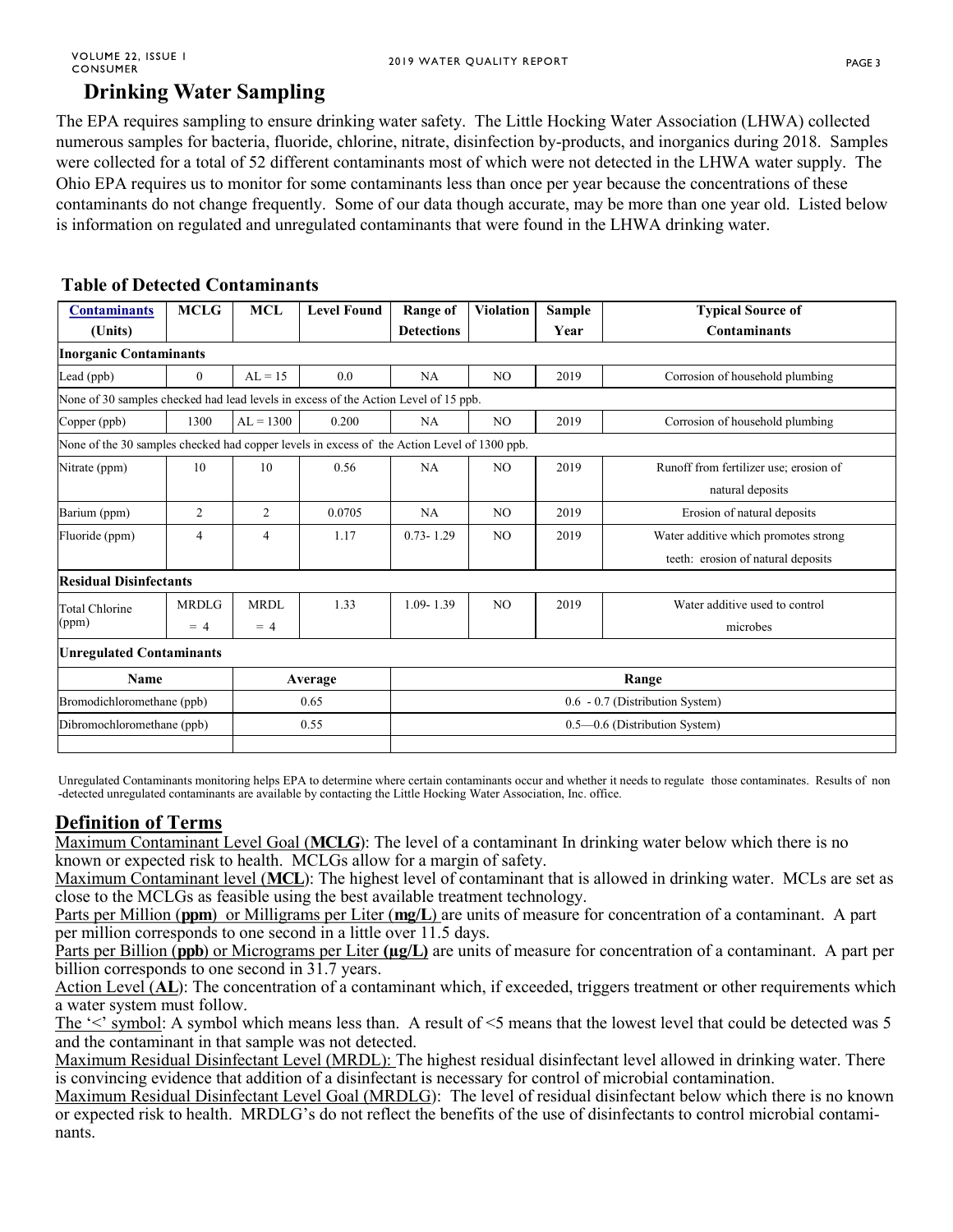## Drinking Water Sampling

The EPA requires sampling to ensure drinking water safety. The Little Hocking Water Association (LHWA) collected numerous samples for bacteria, fluoride, chlorine, nitrate, disinfection by-products, and inorganics during 2018. Samples were collected for a total of 52 different contaminants most of which were not detected in the LHWA water supply. The Ohio EPA requires us to monitor for some contaminants less than once per year because the concentrations of these contaminants do not change frequently. Some of our data though accurate, may be more than one year old. Listed below is information on regulated and unregulated contaminants that were found in the LHWA drinking water.

### Table of Detected Contaminants

| Contaminants (Units) | MCLG | MCL | Level Found | Range of Detections | Violation | Sample Year | Typical Source of Contaminants |
|---|---|---|---|---|---|---|---|
| **Inorganic Contaminants** | | | | | | | |
| Lead (ppb) | 0 | AL = 15 | 0.0 | NA | NO | 2019 | Corrosion of household plumbing |
| None of 30 samples checked had lead levels in excess of the Action Level of 15 ppb. | | | | | | | |
| Copper (ppb) | 1300 | AL = 1300 | 0.200 | NA | NO | 2019 | Corrosion of household plumbing |
| None of the 30 samples checked had copper levels in excess of the Action Level of 1300 ppb. | | | | | | | |
| Nitrate (ppm) | 10 | 10 | 0.56 | NA | NO | 2019 | Runoff from fertilizer use; erosion of natural deposits |
| Barium (ppm) | 2 | 2 | 0.0705 | NA | NO | 2019 | Erosion of natural deposits |
| Fluoride (ppm) | 4 | 4 | 1.17 | 0.73- 1.29 | NO | 2019 | Water additive which promotes strong teeth: erosion of natural deposits |
| **Residual Disinfectants** | | | | | | | |
| Total Chlorine (ppm) | MRDLG = 4 | MRDL = 4 | 1.33 | 1.09- 1.39 | NO | 2019 | Water additive used to control microbes |
| **Unregulated Contaminants** | | | | | | | |
| **Name** | | **Average** | | **Range** | | | |
| Bromodichloromethane (ppb) | | 0.65 | | 0.6 - 0.7 (Distribution System) | | | |
| Dibromochloromethane (ppb) | | 0.55 | | 0.5—0.6 (Distribution System) | | | |

Unregulated Contaminants monitoring helps EPA to determine where certain contaminants occur and whether it needs to regulate those contaminates. Results of non -detected unregulated contaminants are available by contacting the Little Hocking Water Association, Inc. office.

## Definition of Terms

Maximum Contaminant Level Goal (**MCLG**): The level of a contaminant In drinking water below which there is no known or expected risk to health. MCLGs allow for a margin of safety.

Maximum Contaminant level (**MCL**): The highest level of contaminant that is allowed in drinking water. MCLs are set as close to the MCLGs as feasible using the best available treatment technology.

Parts per Million (**ppm**) or Milligrams per Liter (**mg/L**) are units of measure for concentration of a contaminant. A part per million corresponds to one second in a little over 11.5 days.

Parts per Billion (**ppb**) or Micrograms per Liter **(µg/L)** are units of measure for concentration of a contaminant. A part per billion corresponds to one second in 31.7 years.

Action Level (**AL**): The concentration of a contaminant which, if exceeded, triggers treatment or other requirements which a water system must follow.

The '<' symbol: A symbol which means less than. A result of <5 means that the lowest level that could be detected was 5 and the contaminant in that sample was not detected.

Maximum Residual Disinfectant Level (MRDL): The highest residual disinfectant level allowed in drinking water. There is convincing evidence that addition of a disinfectant is necessary for control of microbial contamination.

Maximum Residual Disinfectant Level Goal (MRDLG): The level of residual disinfectant below which there is no known or expected risk to health. MRDLG's do not reflect the benefits of the use of disinfectants to control microbial contaminants.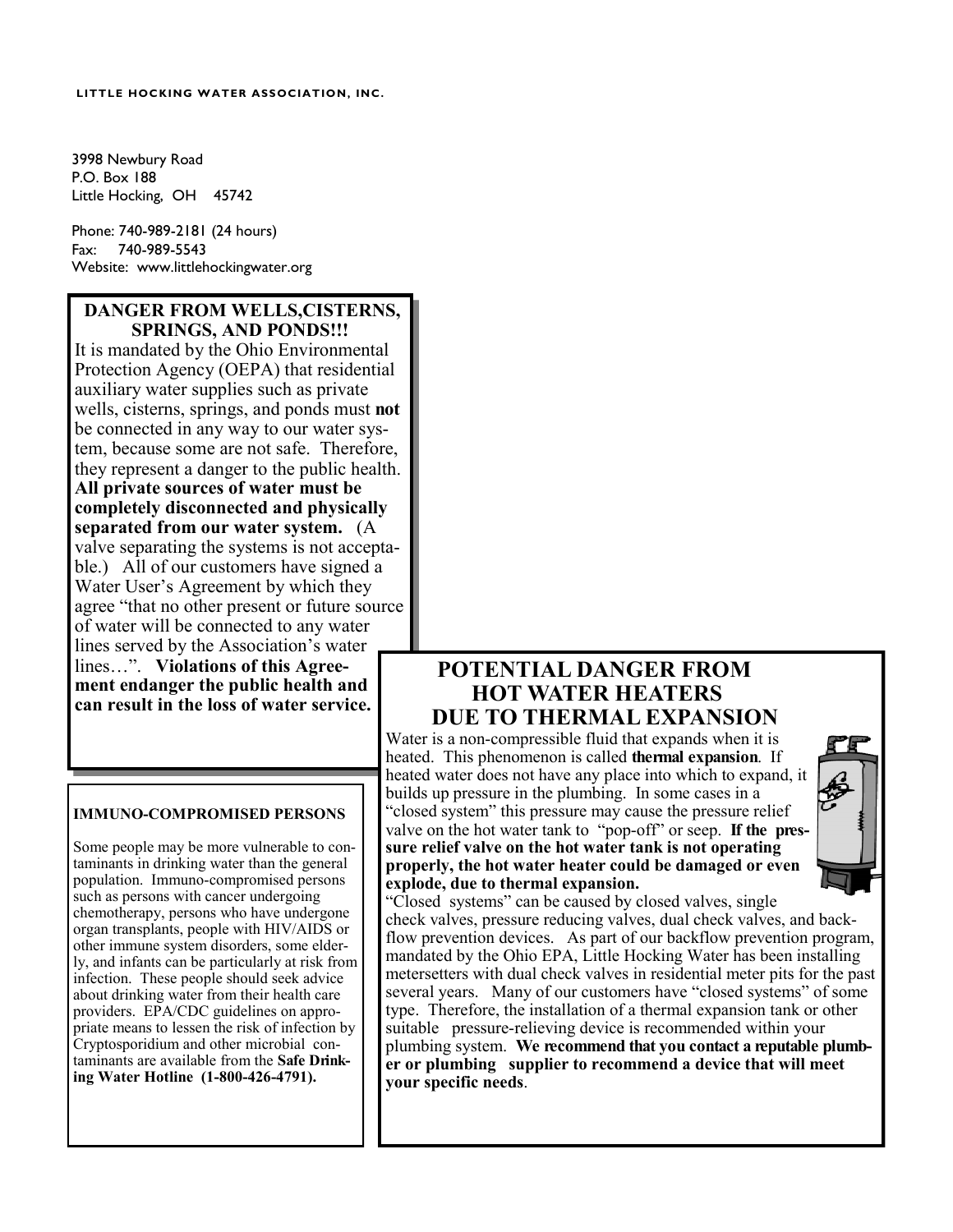LITTLE HOCKING WATER ASSOCIATION, INC.

3998 Newbury Road
P.O. Box 188
Little Hocking, OH 45742

Phone: 740-989-2181 (24 hours)
Fax: 740-989-5543
Website: www.littlehockingwater.org

## DANGER FROM WELLS, CISTERNS, SPRINGS, AND PONDS!!!

It is mandated by the Ohio Environmental Protection Agency (OEPA) that residential auxiliary water supplies such as private wells, cisterns, springs, and ponds must **not** be connected in any way to our water system, because some are not safe. Therefore, they represent a danger to the public health. **All private sources of water must be completely disconnected and physically separated from our water system.** (A valve separating the systems is not acceptable.) All of our customers have signed a Water User's Agreement by which they agree "that no other present or future source of water will be connected to any water lines served by the Association's water lines…". **Violations of this Agreement endanger the public health and can result in the loss of water service.**

### IMMUNO-COMPROMISED PERSONS

Some people may be more vulnerable to contaminants in drinking water than the general population. Immuno-compromised persons such as persons with cancer undergoing chemotherapy, persons who have undergone organ transplants, people with HIV/AIDS or other immune system disorders, some elderly, and infants can be particularly at risk from infection. These people should seek advice about drinking water from their health care providers. EPA/CDC guidelines on appropriate means to lessen the risk of infection by Cryptosporidium and other microbial contaminants are available from the **Safe Drinking Water Hotline (1-800-426-4791).**

## POTENTIAL DANGER FROM HOT WATER HEATERS DUE TO THERMAL EXPANSION

Water is a non-compressible fluid that expands when it is heated. This phenomenon is called **thermal expansion**. If heated water does not have any place into which to expand, it builds up pressure in the plumbing. In some cases in a "closed system" this pressure may cause the pressure relief valve on the hot water tank to "pop-off" or seep. **If the pressure relief valve on the hot water tank is not operating properly, the hot water heater could be damaged or even explode, due to thermal expansion.**

"Closed systems" can be caused by closed valves, single check valves, pressure reducing valves, dual check valves, and backflow prevention devices. As part of our backflow prevention program, mandated by the Ohio EPA, Little Hocking Water has been installing metersetters with dual check valves in residential meter pits for the past several years. Many of our customers have "closed systems" of some type. Therefore, the installation of a thermal expansion tank or other suitable pressure-relieving device is recommended within your plumbing system. **We recommend that you contact a reputable plumber or plumbing supplier to recommend a device that will meet your specific needs**.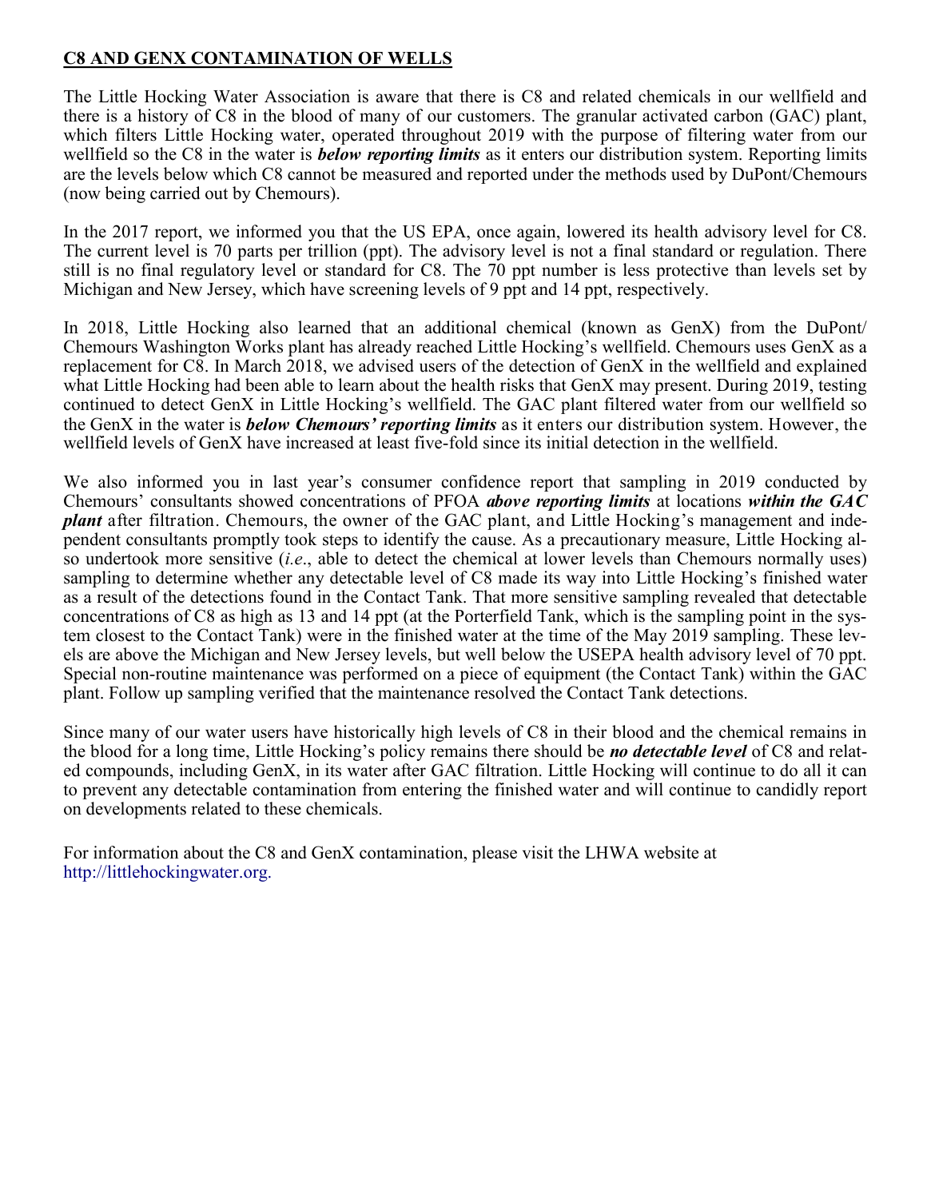## **C8 AND GENX CONTAMINATION OF WELLS**

The Little Hocking Water Association is aware that there is C8 and related chemicals in our wellfield and there is a history of C8 in the blood of many of our customers. The granular activated carbon (GAC) plant, which filters Little Hocking water, operated throughout 2019 with the purpose of filtering water from our wellfield so the C8 in the water is ***below reporting limits*** as it enters our distribution system. Reporting limits are the levels below which C8 cannot be measured and reported under the methods used by DuPont/Chemours (now being carried out by Chemours).

In the 2017 report, we informed you that the US EPA, once again, lowered its health advisory level for C8. The current level is 70 parts per trillion (ppt). The advisory level is not a final standard or regulation. There still is no final regulatory level or standard for C8. The 70 ppt number is less protective than levels set by Michigan and New Jersey, which have screening levels of 9 ppt and 14 ppt, respectively.

In 2018, Little Hocking also learned that an additional chemical (known as GenX) from the DuPont/ Chemours Washington Works plant has already reached Little Hocking's wellfield. Chemours uses GenX as a replacement for C8. In March 2018, we advised users of the detection of GenX in the wellfield and explained what Little Hocking had been able to learn about the health risks that GenX may present. During 2019, testing continued to detect GenX in Little Hocking's wellfield. The GAC plant filtered water from our wellfield so the GenX in the water is ***below Chemours' reporting limits*** as it enters our distribution system. However, the wellfield levels of GenX have increased at least five-fold since its initial detection in the wellfield.

We also informed you in last year's consumer confidence report that sampling in 2019 conducted by Chemours' consultants showed concentrations of PFOA ***above reporting limits*** at locations ***within the GAC plant*** after filtration. Chemours, the owner of the GAC plant, and Little Hocking's management and independent consultants promptly took steps to identify the cause. As a precautionary measure, Little Hocking also undertook more sensitive (*i.e*., able to detect the chemical at lower levels than Chemours normally uses) sampling to determine whether any detectable level of C8 made its way into Little Hocking's finished water as a result of the detections found in the Contact Tank. That more sensitive sampling revealed that detectable concentrations of C8 as high as 13 and 14 ppt (at the Porterfield Tank, which is the sampling point in the system closest to the Contact Tank) were in the finished water at the time of the May 2019 sampling. These levels are above the Michigan and New Jersey levels, but well below the USEPA health advisory level of 70 ppt. Special non-routine maintenance was performed on a piece of equipment (the Contact Tank) within the GAC plant. Follow up sampling verified that the maintenance resolved the Contact Tank detections.

Since many of our water users have historically high levels of C8 in their blood and the chemical remains in the blood for a long time, Little Hocking's policy remains there should be ***no detectable level*** of C8 and related compounds, including GenX, in its water after GAC filtration. Little Hocking will continue to do all it can to prevent any detectable contamination from entering the finished water and will continue to candidly report on developments related to these chemicals.

For information about the C8 and GenX contamination, please visit the LHWA website at http://littlehockingwater.org.